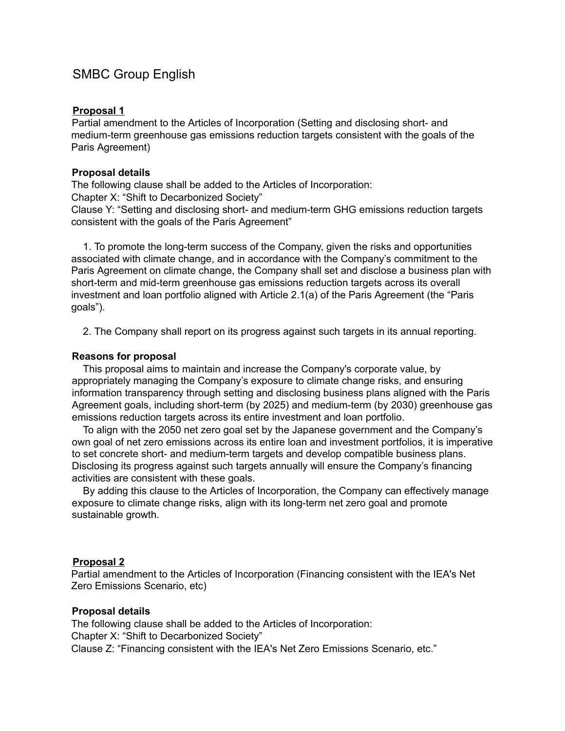# SMBC Group English

## Proposal 1

Partial amendment to the Articles of Incorporation (Setting and disclosing short- and medium-term greenhouse gas emissions reduction targets consistent with the goals of the Paris Agreement)

### Proposal details

The following clause shall be added to the Articles of Incorporation:
Chapter X: "Shift to Decarbonized Society"
Clause Y: "Setting and disclosing short- and medium-term GHG emissions reduction targets consistent with the goals of the Paris Agreement"

1. To promote the long-term success of the Company, given the risks and opportunities associated with climate change, and in accordance with the Company's commitment to the Paris Agreement on climate change, the Company shall set and disclose a business plan with short-term and mid-term greenhouse gas emissions reduction targets across its overall investment and loan portfolio aligned with Article 2.1(a) of the Paris Agreement (the "Paris goals").

2. The Company shall report on its progress against such targets in its annual reporting.

### Reasons for proposal

This proposal aims to maintain and increase the Company's corporate value, by appropriately managing the Company's exposure to climate change risks, and ensuring information transparency through setting and disclosing business plans aligned with the Paris Agreement goals, including short-term (by 2025) and medium-term (by 2030) greenhouse gas emissions reduction targets across its entire investment and loan portfolio.

To align with the 2050 net zero goal set by the Japanese government and the Company's own goal of net zero emissions across its entire loan and investment portfolios, it is imperative to set concrete short- and medium-term targets and develop compatible business plans. Disclosing its progress against such targets annually will ensure the Company's financing activities are consistent with these goals.

By adding this clause to the Articles of Incorporation, the Company can effectively manage exposure to climate change risks, align with its long-term net zero goal and promote sustainable growth.

## Proposal 2

Partial amendment to the Articles of Incorporation (Financing consistent with the IEA's Net Zero Emissions Scenario, etc)

### Proposal details

The following clause shall be added to the Articles of Incorporation:
Chapter X: "Shift to Decarbonized Society"
Clause Z: "Financing consistent with the IEA's Net Zero Emissions Scenario, etc."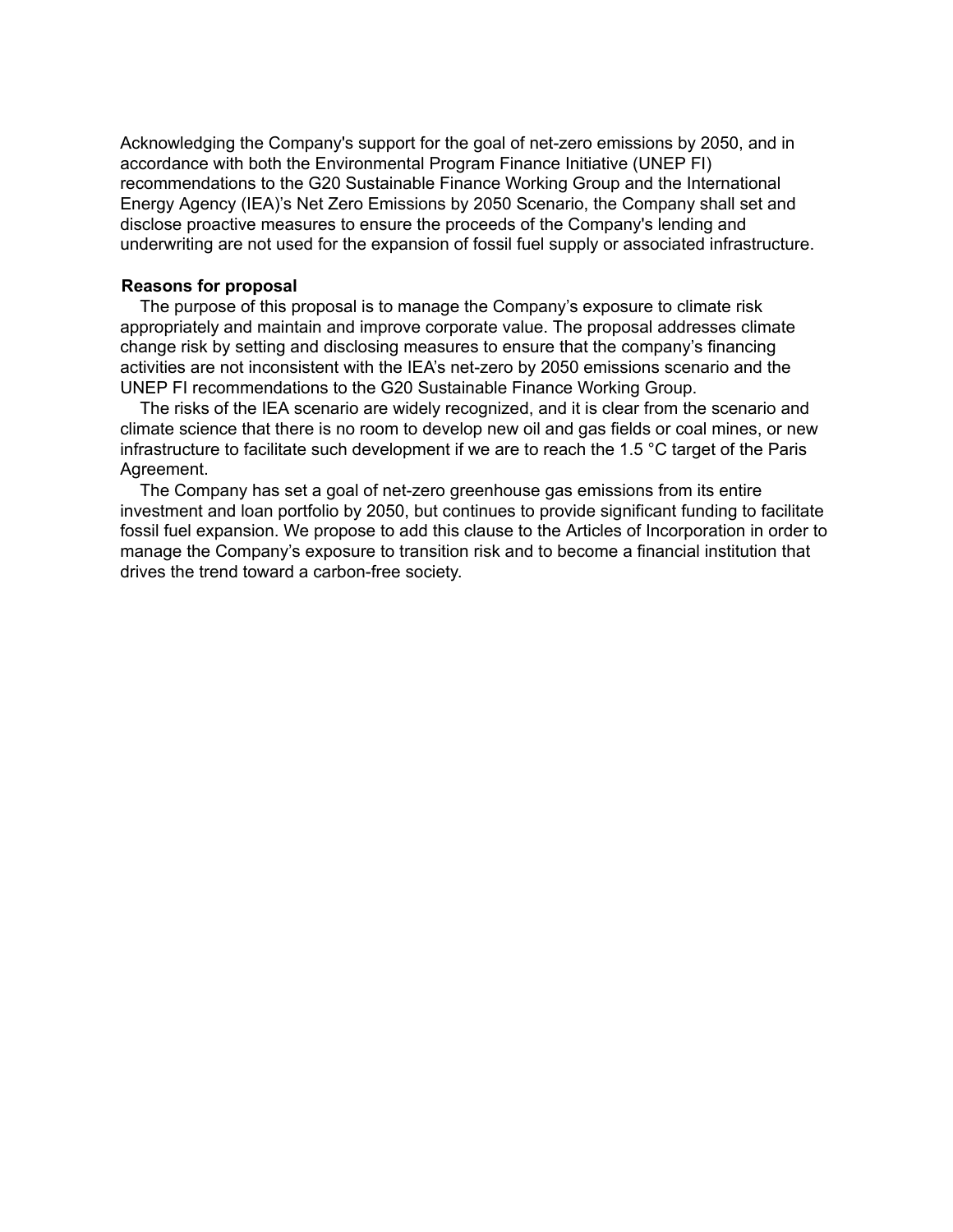Acknowledging the Company's support for the goal of net-zero emissions by 2050, and in accordance with both the Environmental Program Finance Initiative (UNEP FI) recommendations to the G20 Sustainable Finance Working Group and the International Energy Agency (IEA)'s Net Zero Emissions by 2050 Scenario, the Company shall set and disclose proactive measures to ensure the proceeds of the Company's lending and underwriting are not used for the expansion of fossil fuel supply or associated infrastructure.

**Reasons for proposal**

The purpose of this proposal is to manage the Company's exposure to climate risk appropriately and maintain and improve corporate value. The proposal addresses climate change risk by setting and disclosing measures to ensure that the company's financing activities are not inconsistent with the IEA's net-zero by 2050 emissions scenario and the UNEP FI recommendations to the G20 Sustainable Finance Working Group.

The risks of the IEA scenario are widely recognized, and it is clear from the scenario and climate science that there is no room to develop new oil and gas fields or coal mines, or new infrastructure to facilitate such development if we are to reach the 1.5 °C target of the Paris Agreement.

The Company has set a goal of net-zero greenhouse gas emissions from its entire investment and loan portfolio by 2050, but continues to provide significant funding to facilitate fossil fuel expansion. We propose to add this clause to the Articles of Incorporation in order to manage the Company's exposure to transition risk and to become a financial institution that drives the trend toward a carbon-free society.